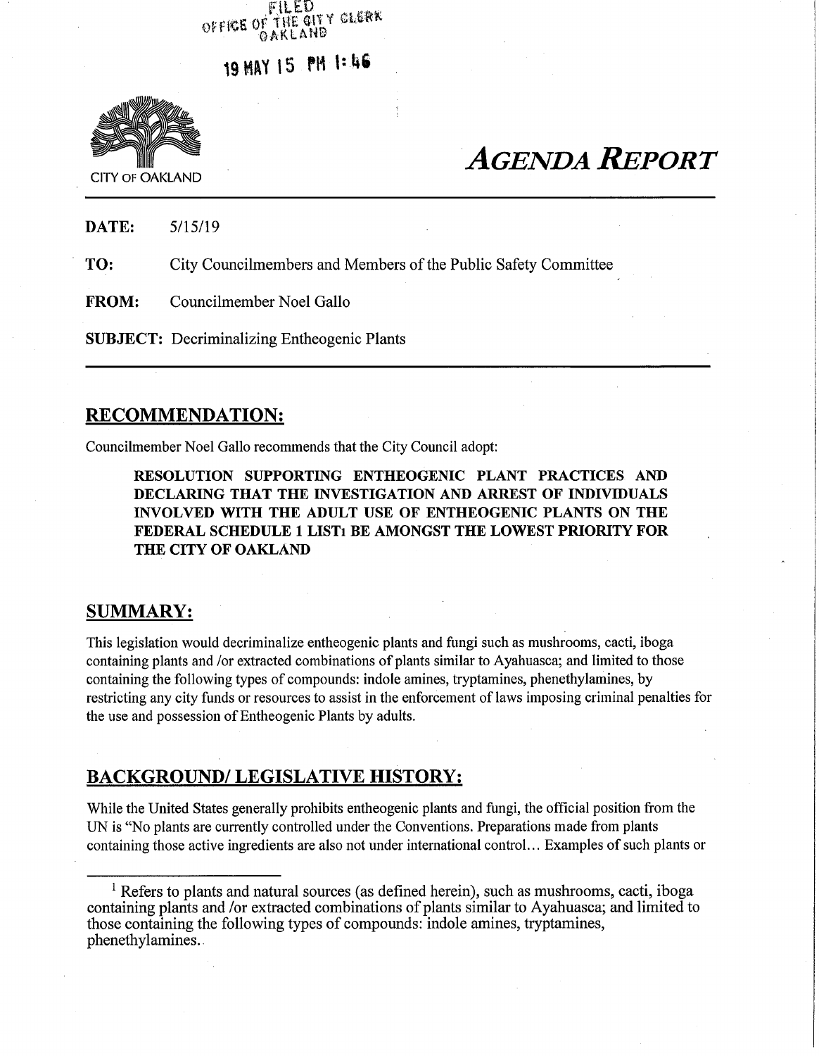FILED
OFFICE OF THE CITY CLERK
OAKLAND

19 MAY 15 PM 1:46

CITY OF OAKLAND

# *AGENDA REPORT*

**DATE:** 5/15/19

**TO:** City Councilmembers and Members of the Public Safety Committee

**FROM:** Councilmember Noel Gallo

**SUBJECT:** Decriminalizing Entheogenic Plants

## RECOMMENDATION:

Councilmember Noel Gallo recommends that the City Council adopt:

> **RESOLUTION SUPPORTING ENTHEOGENIC PLANT PRACTICES AND DECLARING THAT THE INVESTIGATION AND ARREST OF INDIVIDUALS INVOLVED WITH THE ADULT USE OF ENTHEOGENIC PLANTS ON THE FEDERAL SCHEDULE 1 LIST[1] BE AMONGST THE LOWEST PRIORITY FOR THE CITY OF OAKLAND**

## SUMMARY:

This legislation would decriminalize entheogenic plants and fungi such as mushrooms, cacti, iboga containing plants and /or extracted combinations of plants similar to Ayahuasca; and limited to those containing the following types of compounds: indole amines, tryptamines, phenethylamines, by restricting any city funds or resources to assist in the enforcement of laws imposing criminal penalties for the use and possession of Entheogenic Plants by adults.

## BACKGROUND/ LEGISLATIVE HISTORY:

While the United States generally prohibits entheogenic plants and fungi, the official position from the UN is "No plants are currently controlled under the Conventions. Preparations made from plants containing those active ingredients are also not under international control... Examples of such plants or

---

[1] Refers to plants and natural sources (as defined herein), such as mushrooms, cacti, iboga containing plants and /or extracted combinations of plants similar to Ayahuasca; and limited to those containing the following types of compounds: indole amines, tryptamines, phenethylamines.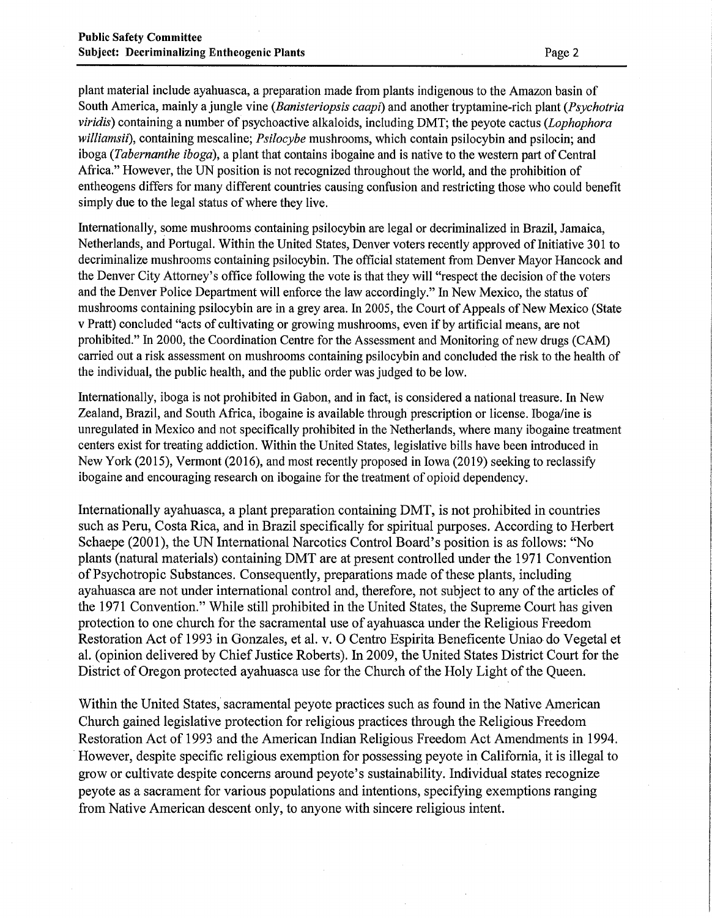plant material include ayahuasca, a preparation made from plants indigenous to the Amazon basin of South America, mainly a jungle vine (*Banisteriopsis caapi*) and another tryptamine-rich plant (*Psychotria viridis*) containing a number of psychoactive alkaloids, including DMT; the peyote cactus (*Lophophora williamsii*), containing mescaline; *Psilocybe* mushrooms, which contain psilocybin and psilocin; and iboga (*Tabernanthe iboga*), a plant that contains ibogaine and is native to the western part of Central Africa." However, the UN position is not recognized throughout the world, and the prohibition of entheogens differs for many different countries causing confusion and restricting those who could benefit simply due to the legal status of where they live.

Internationally, some mushrooms containing psilocybin are legal or decriminalized in Brazil, Jamaica, Netherlands, and Portugal. Within the United States, Denver voters recently approved of Initiative 301 to decriminalize mushrooms containing psilocybin. The official statement from Denver Mayor Hancock and the Denver City Attorney's office following the vote is that they will "respect the decision of the voters and the Denver Police Department will enforce the law accordingly." In New Mexico, the status of mushrooms containing psilocybin are in a grey area. In 2005, the Court of Appeals of New Mexico (State v Pratt) concluded "acts of cultivating or growing mushrooms, even if by artificial means, are not prohibited." In 2000, the Coordination Centre for the Assessment and Monitoring of new drugs (CAM) carried out a risk assessment on mushrooms containing psilocybin and concluded the risk to the health of the individual, the public health, and the public order was judged to be low.

Internationally, iboga is not prohibited in Gabon, and in fact, is considered a national treasure. In New Zealand, Brazil, and South Africa, ibogaine is available through prescription or license. Iboga/ine is unregulated in Mexico and not specifically prohibited in the Netherlands, where many ibogaine treatment centers exist for treating addiction. Within the United States, legislative bills have been introduced in New York (2015), Vermont (2016), and most recently proposed in Iowa (2019) seeking to reclassify ibogaine and encouraging research on ibogaine for the treatment of opioid dependency.

Internationally ayahuasca, a plant preparation containing DMT, is not prohibited in countries such as Peru, Costa Rica, and in Brazil specifically for spiritual purposes. According to Herbert Schaepe (2001), the UN International Narcotics Control Board's position is as follows: "No plants (natural materials) containing DMT are at present controlled under the 1971 Convention of Psychotropic Substances. Consequently, preparations made of these plants, including ayahuasca are not under international control and, therefore, not subject to any of the articles of the 1971 Convention." While still prohibited in the United States, the Supreme Court has given protection to one church for the sacramental use of ayahuasca under the Religious Freedom Restoration Act of 1993 in Gonzales, et al. v. O Centro Espirita Beneficente Uniao do Vegetal et al. (opinion delivered by Chief Justice Roberts). In 2009, the United States District Court for the District of Oregon protected ayahuasca use for the Church of the Holy Light of the Queen.

Within the United States, sacramental peyote practices such as found in the Native American Church gained legislative protection for religious practices through the Religious Freedom Restoration Act of 1993 and the American Indian Religious Freedom Act Amendments in 1994. However, despite specific religious exemption for possessing peyote in California, it is illegal to grow or cultivate despite concerns around peyote's sustainability. Individual states recognize peyote as a sacrament for various populations and intentions, specifying exemptions ranging from Native American descent only, to anyone with sincere religious intent.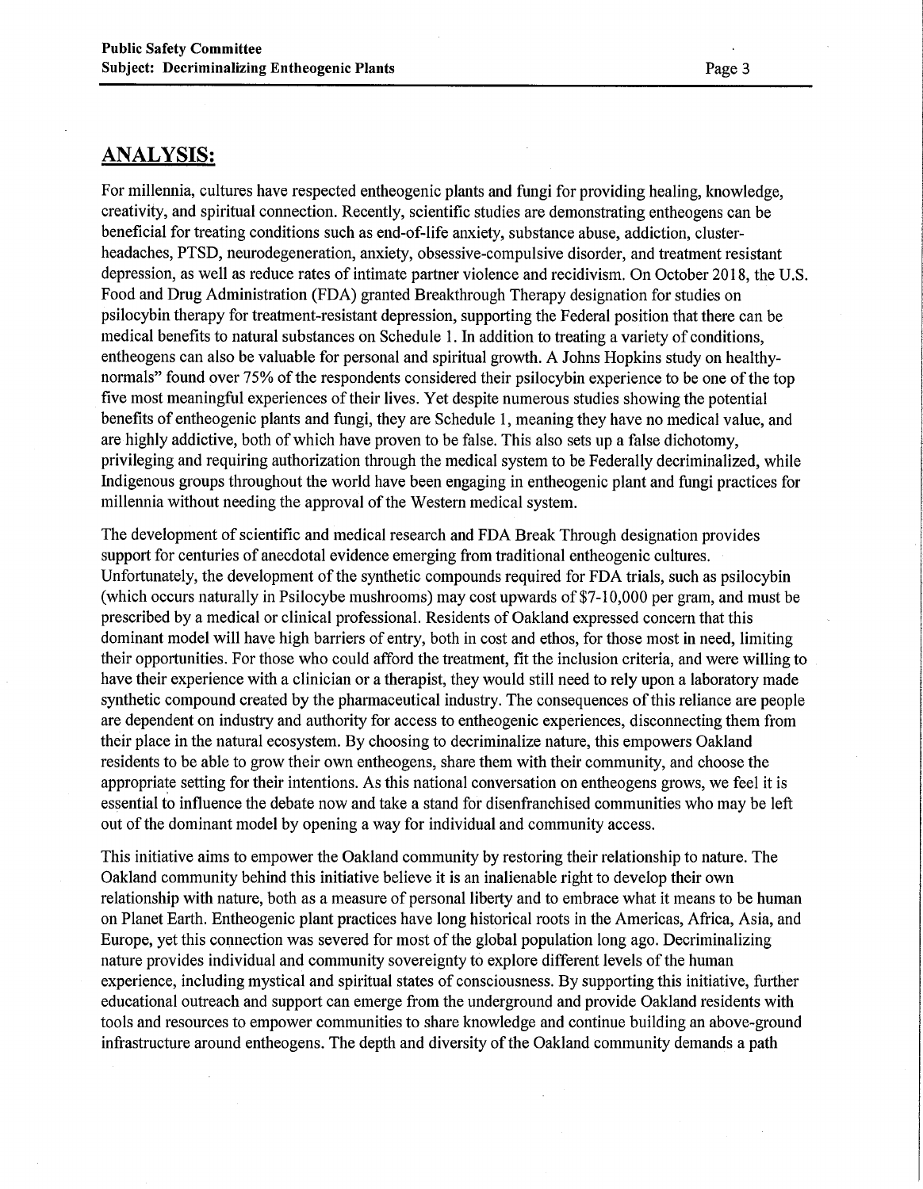## ANALYSIS:

For millennia, cultures have respected entheogenic plants and fungi for providing healing, knowledge, creativity, and spiritual connection. Recently, scientific studies are demonstrating entheogens can be beneficial for treating conditions such as end-of-life anxiety, substance abuse, addiction, cluster-headaches, PTSD, neurodegeneration, anxiety, obsessive-compulsive disorder, and treatment resistant depression, as well as reduce rates of intimate partner violence and recidivism. On October 2018, the U.S. Food and Drug Administration (FDA) granted Breakthrough Therapy designation for studies on psilocybin therapy for treatment-resistant depression, supporting the Federal position that there can be medical benefits to natural substances on Schedule 1. In addition to treating a variety of conditions, entheogens can also be valuable for personal and spiritual growth. A Johns Hopkins study on healthy-normals" found over 75% of the respondents considered their psilocybin experience to be one of the top five most meaningful experiences of their lives. Yet despite numerous studies showing the potential benefits of entheogenic plants and fungi, they are Schedule 1, meaning they have no medical value, and are highly addictive, both of which have proven to be false. This also sets up a false dichotomy, privileging and requiring authorization through the medical system to be Federally decriminalized, while Indigenous groups throughout the world have been engaging in entheogenic plant and fungi practices for millennia without needing the approval of the Western medical system.

The development of scientific and medical research and FDA Break Through designation provides support for centuries of anecdotal evidence emerging from traditional entheogenic cultures. Unfortunately, the development of the synthetic compounds required for FDA trials, such as psilocybin (which occurs naturally in Psilocybe mushrooms) may cost upwards of $7-10,000 per gram, and must be prescribed by a medical or clinical professional. Residents of Oakland expressed concern that this dominant model will have high barriers of entry, both in cost and ethos, for those most in need, limiting their opportunities. For those who could afford the treatment, fit the inclusion criteria, and were willing to have their experience with a clinician or a therapist, they would still need to rely upon a laboratory made synthetic compound created by the pharmaceutical industry. The consequences of this reliance are people are dependent on industry and authority for access to entheogenic experiences, disconnecting them from their place in the natural ecosystem. By choosing to decriminalize nature, this empowers Oakland residents to be able to grow their own entheogens, share them with their community, and choose the appropriate setting for their intentions. As this national conversation on entheogens grows, we feel it is essential to influence the debate now and take a stand for disenfranchised communities who may be left out of the dominant model by opening a way for individual and community access.

This initiative aims to empower the Oakland community by restoring their relationship to nature. The Oakland community behind this initiative believe it is an inalienable right to develop their own relationship with nature, both as a measure of personal liberty and to embrace what it means to be human on Planet Earth. Entheogenic plant practices have long historical roots in the Americas, Africa, Asia, and Europe, yet this connection was severed for most of the global population long ago. Decriminalizing nature provides individual and community sovereignty to explore different levels of the human experience, including mystical and spiritual states of consciousness. By supporting this initiative, further educational outreach and support can emerge from the underground and provide Oakland residents with tools and resources to empower communities to share knowledge and continue building an above-ground infrastructure around entheogens. The depth and diversity of the Oakland community demands a path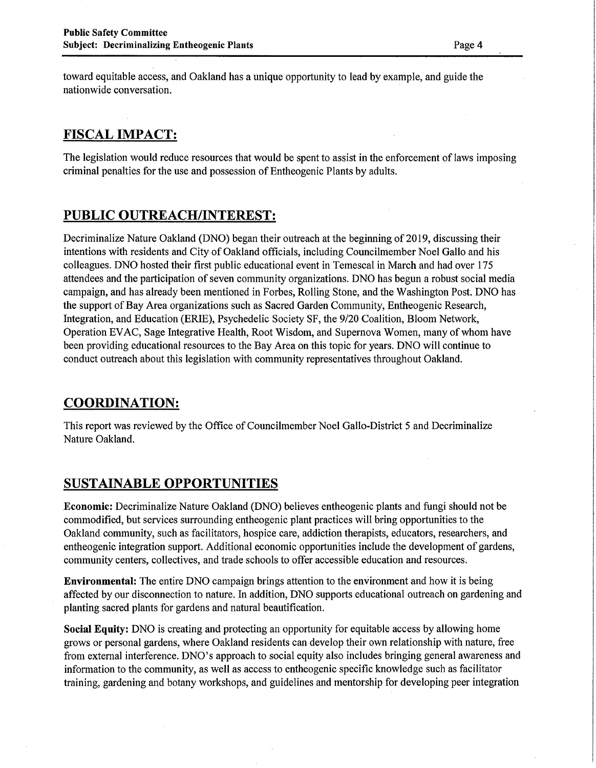toward equitable access, and Oakland has a unique opportunity to lead by example, and guide the nationwide conversation.

## FISCAL IMPACT:

The legislation would reduce resources that would be spent to assist in the enforcement of laws imposing criminal penalties for the use and possession of Entheogenic Plants by adults.

## PUBLIC OUTREACH/INTEREST:

Decriminalize Nature Oakland (DNO) began their outreach at the beginning of 2019, discussing their intentions with residents and City of Oakland officials, including Councilmember Noel Gallo and his colleagues. DNO hosted their first public educational event in Temescal in March and had over 175 attendees and the participation of seven community organizations. DNO has begun a robust social media campaign, and has already been mentioned in Forbes, Rolling Stone, and the Washington Post. DNO has the support of Bay Area organizations such as Sacred Garden Community, Entheogenic Research, Integration, and Education (ERIE), Psychedelic Society SF, the 9/20 Coalition, Bloom Network, Operation EVAC, Sage Integrative Health, Root Wisdom, and Supernova Women, many of whom have been providing educational resources to the Bay Area on this topic for years. DNO will continue to conduct outreach about this legislation with community representatives throughout Oakland.

## COORDINATION:

This report was reviewed by the Office of Councilmember Noel Gallo-District 5 and Decriminalize Nature Oakland.

## SUSTAINABLE OPPORTUNITIES

**Economic:** Decriminalize Nature Oakland (DNO) believes entheogenic plants and fungi should not be commodified, but services surrounding entheogenic plant practices will bring opportunities to the Oakland community, such as facilitators, hospice care, addiction therapists, educators, researchers, and entheogenic integration support. Additional economic opportunities include the development of gardens, community centers, collectives, and trade schools to offer accessible education and resources.

**Environmental:** The entire DNO campaign brings attention to the environment and how it is being affected by our disconnection to nature. In addition, DNO supports educational outreach on gardening and planting sacred plants for gardens and natural beautification.

**Social Equity:** DNO is creating and protecting an opportunity for equitable access by allowing home grows or personal gardens, where Oakland residents can develop their own relationship with nature, free from external interference. DNO's approach to social equity also includes bringing general awareness and information to the community, as well as access to entheogenic specific knowledge such as facilitator training, gardening and botany workshops, and guidelines and mentorship for developing peer integration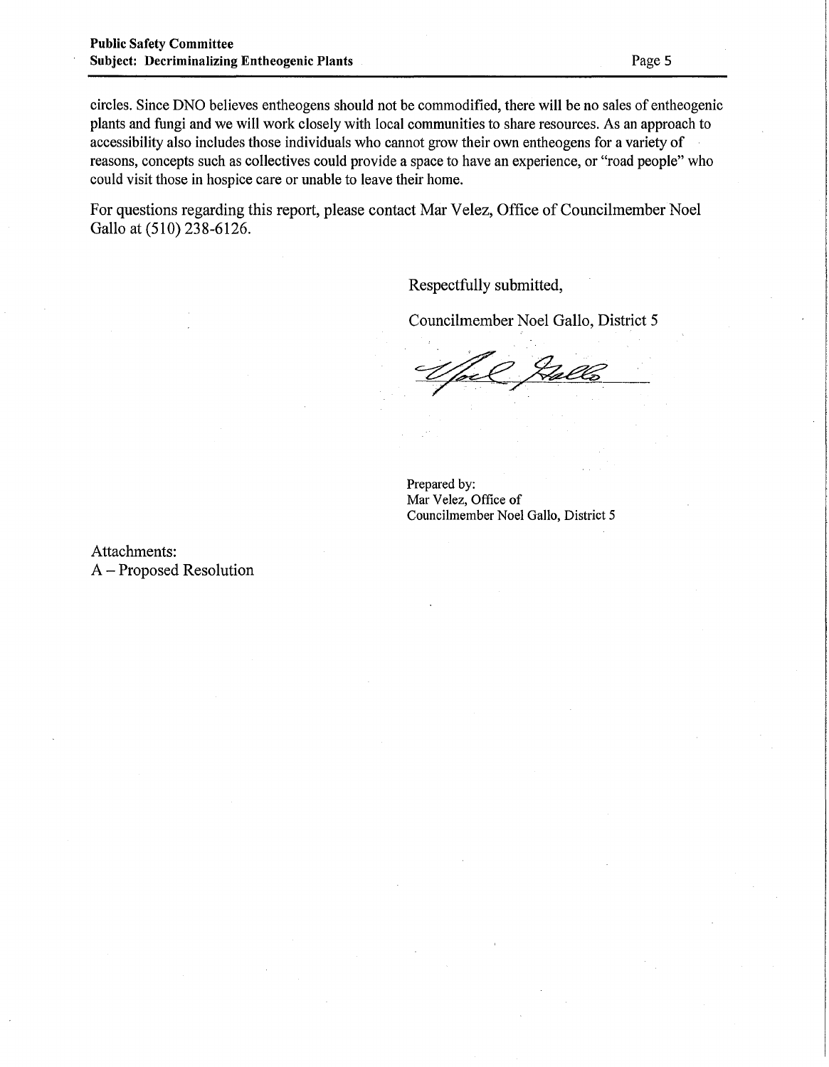circles. Since DNO believes entheogens should not be commodified, there will be no sales of entheogenic plants and fungi and we will work closely with local communities to share resources. As an approach to accessibility also includes those individuals who cannot grow their own entheogens for a variety of reasons, concepts such as collectives could provide a space to have an experience, or "road people" who could visit those in hospice care or unable to leave their home.

For questions regarding this report, please contact Mar Velez, Office of Councilmember Noel Gallo at (510) 238-6126.

Respectfully submitted,

Councilmember Noel Gallo, District 5

Prepared by:
Mar Velez, Office of
Councilmember Noel Gallo, District 5

Attachments:
A – Proposed Resolution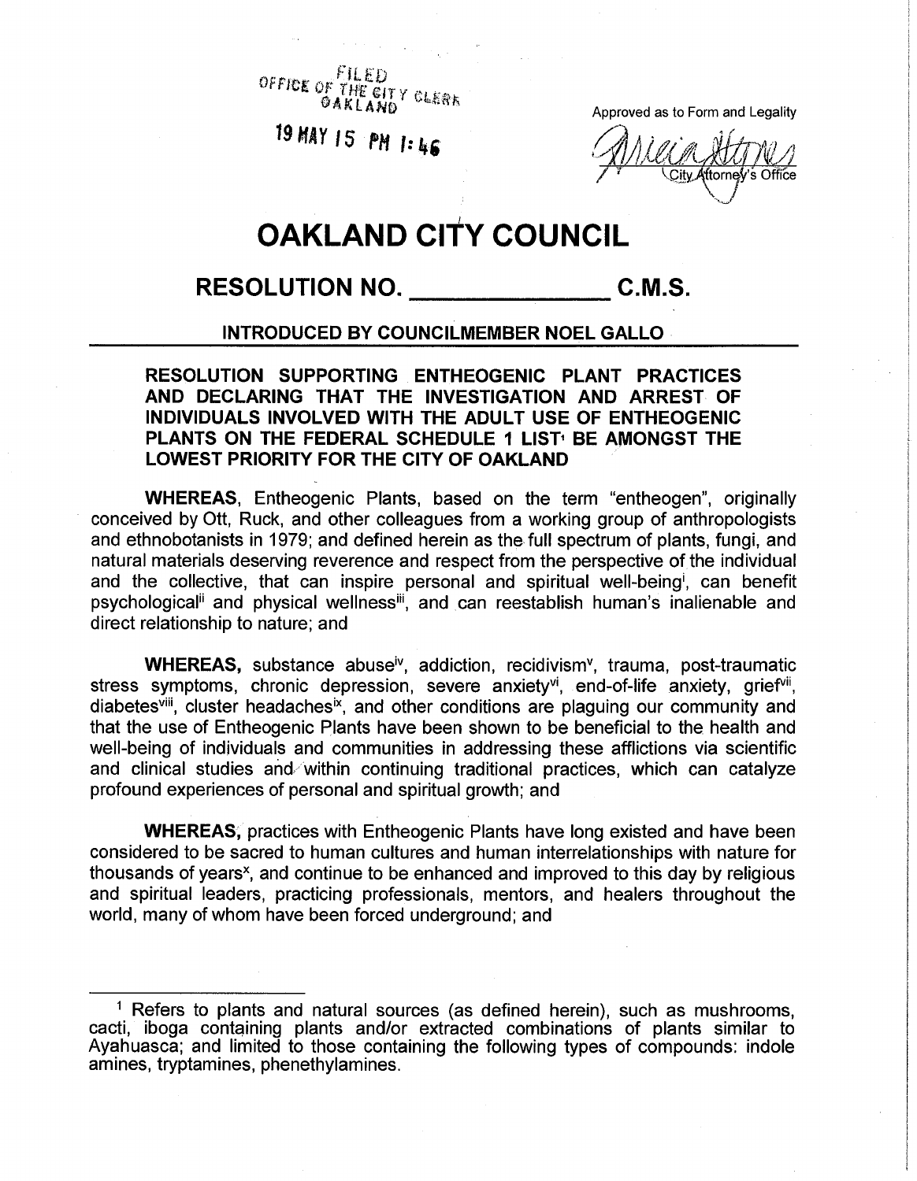FILED
OFFICE OF THE CITY CLERK
OAKLAND

19 MAY 15 PM 1:46

Approved as to Form and Legality

City Attorney's Office

# OAKLAND CITY COUNCIL

## RESOLUTION NO. _______________ C.M.S.

### INTRODUCED BY COUNCILMEMBER NOEL GALLO

**RESOLUTION SUPPORTING ENTHEOGENIC PLANT PRACTICES AND DECLARING THAT THE INVESTIGATION AND ARREST OF INDIVIDUALS INVOLVED WITH THE ADULT USE OF ENTHEOGENIC PLANTS ON THE FEDERAL SCHEDULE 1 LIST[1] BE AMONGST THE LOWEST PRIORITY FOR THE CITY OF OAKLAND**

**WHEREAS**, Entheogenic Plants, based on the term "entheogen", originally conceived by Ott, Ruck, and other colleagues from a working group of anthropologists and ethnobotanists in 1979; and defined herein as the full spectrum of plants, fungi, and natural materials deserving reverence and respect from the perspective of the individual and the collective, that can inspire personal and spiritual well-being[i], can benefit psychological[ii] and physical wellness[iii], and can reestablish human's inalienable and direct relationship to nature; and

**WHEREAS,** substance abuse[iv], addiction, recidivism[v], trauma, post-traumatic stress symptoms, chronic depression, severe anxiety[vi], end-of-life anxiety, grief[vii], diabetes[viii], cluster headaches[ix], and other conditions are plaguing our community and that the use of Entheogenic Plants have been shown to be beneficial to the health and well-being of individuals and communities in addressing these afflictions via scientific and clinical studies and within continuing traditional practices, which can catalyze profound experiences of personal and spiritual growth; and

**WHEREAS,** practices with Entheogenic Plants have long existed and have been considered to be sacred to human cultures and human interrelationships with nature for thousands of years[x], and continue to be enhanced and improved to this day by religious and spiritual leaders, practicing professionals, mentors, and healers throughout the world, many of whom have been forced underground; and

---

[1] Refers to plants and natural sources (as defined herein), such as mushrooms, cacti, iboga containing plants and/or extracted combinations of plants similar to Ayahuasca; and limited to those containing the following types of compounds: indole amines, tryptamines, phenethylamines.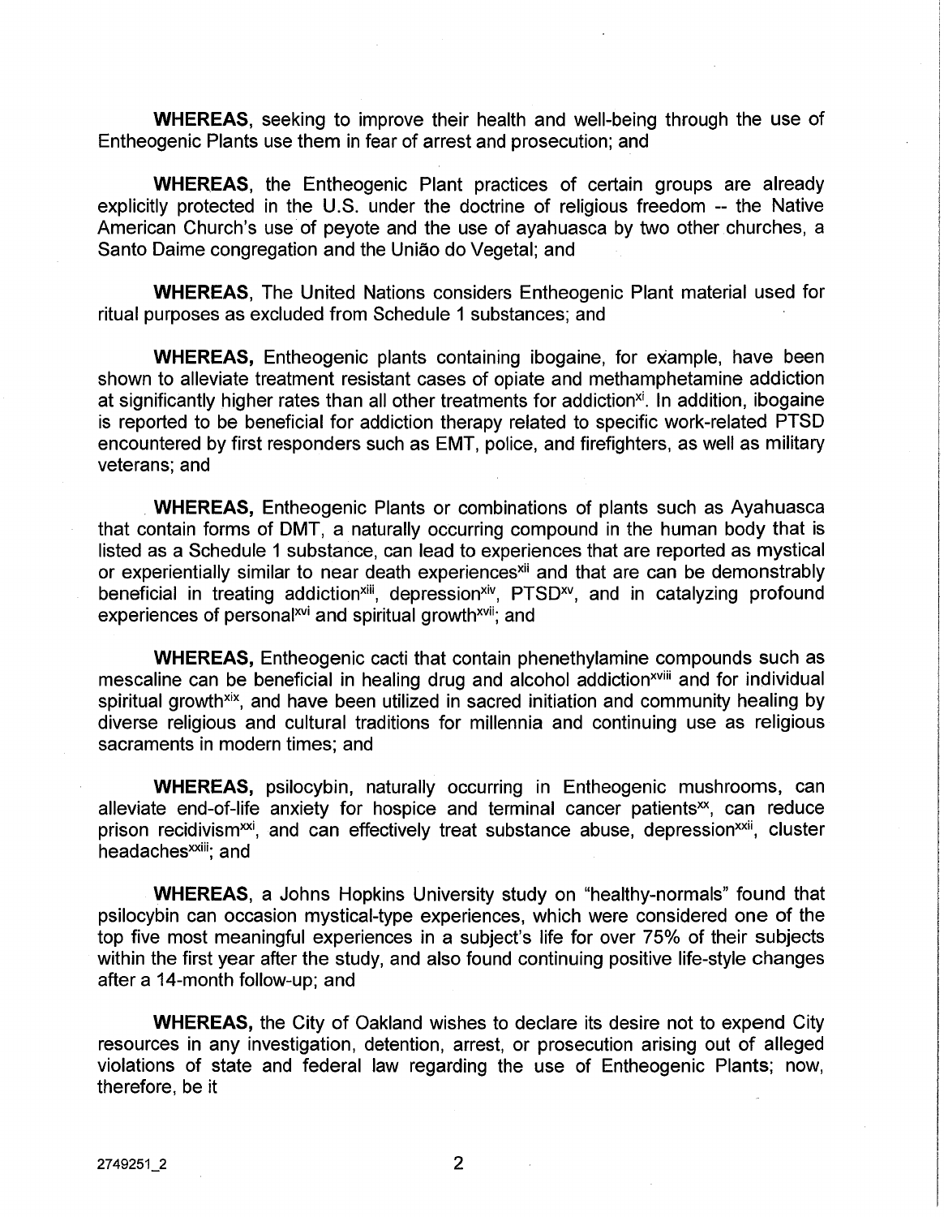**WHEREAS**, seeking to improve their health and well-being through the use of Entheogenic Plants use them in fear of arrest and prosecution; and

**WHEREAS**, the Entheogenic Plant practices of certain groups are already explicitly protected in the U.S. under the doctrine of religious freedom -- the Native American Church's use of peyote and the use of ayahuasca by two other churches, a Santo Daime congregation and the União do Vegetal; and

**WHEREAS**, The United Nations considers Entheogenic Plant material used for ritual purposes as excluded from Schedule 1 substances; and

**WHEREAS,** Entheogenic plants containing ibogaine, for example, have been shown to alleviate treatment resistant cases of opiate and methamphetamine addiction at significantly higher rates than all other treatments for addiction[xi]. In addition, ibogaine is reported to be beneficial for addiction therapy related to specific work-related PTSD encountered by first responders such as EMT, police, and firefighters, as well as military veterans; and

**WHEREAS,** Entheogenic Plants or combinations of plants such as Ayahuasca that contain forms of DMT, a naturally occurring compound in the human body that is listed as a Schedule 1 substance, can lead to experiences that are reported as mystical or experientially similar to near death experiences[xii] and that are can be demonstrably beneficial in treating addiction[xiii], depression[xiv], PTSD[xv], and in catalyzing profound experiences of personal[xvi] and spiritual growth[xvii]; and

**WHEREAS,** Entheogenic cacti that contain phenethylamine compounds such as mescaline can be beneficial in healing drug and alcohol addiction[xviii] and for individual spiritual growth[xix], and have been utilized in sacred initiation and community healing by diverse religious and cultural traditions for millennia and continuing use as religious sacraments in modern times; and

**WHEREAS,** psilocybin, naturally occurring in Entheogenic mushrooms, can alleviate end-of-life anxiety for hospice and terminal cancer patients[xx], can reduce prison recidivism[xxi], and can effectively treat substance abuse, depression[xxii], cluster headaches[xxiii]; and

**WHEREAS,** a Johns Hopkins University study on "healthy-normals" found that psilocybin can occasion mystical-type experiences, which were considered one of the top five most meaningful experiences in a subject's life for over 75% of their subjects within the first year after the study, and also found continuing positive life-style changes after a 14-month follow-up; and

**WHEREAS,** the City of Oakland wishes to declare its desire not to expend City resources in any investigation, detention, arrest, or prosecution arising out of alleged violations of state and federal law regarding the use of Entheogenic Plants; now, therefore, be it

2749251_2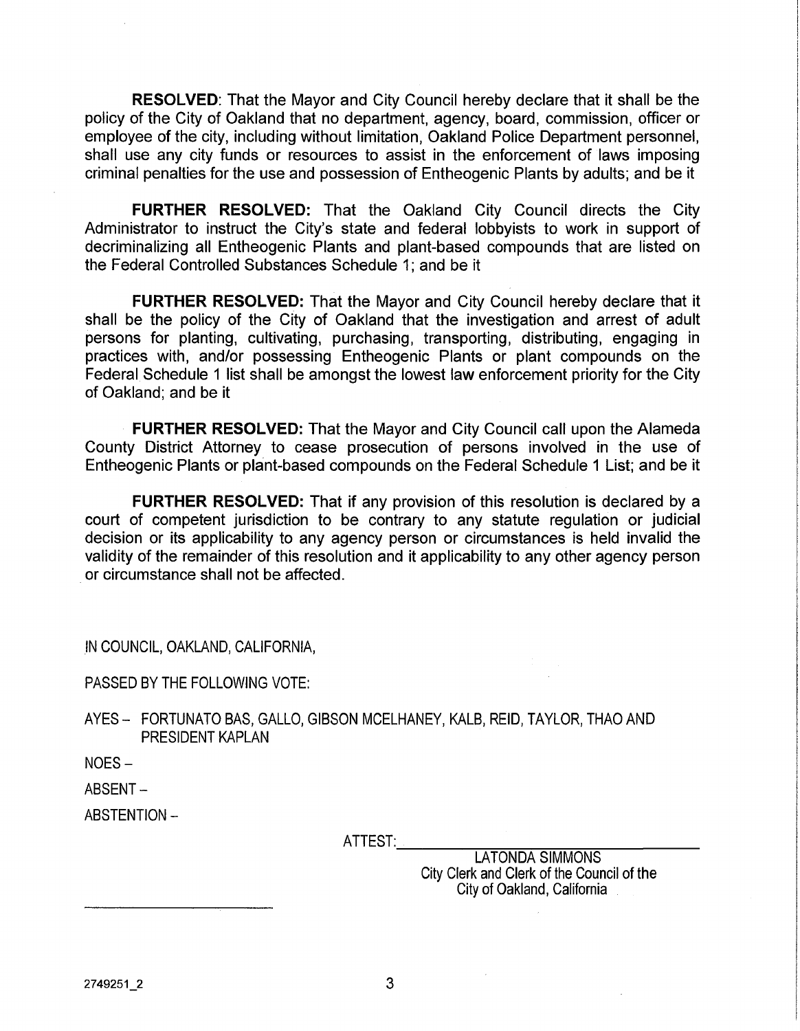**RESOLVED**: That the Mayor and City Council hereby declare that it shall be the policy of the City of Oakland that no department, agency, board, commission, officer or employee of the city, including without limitation, Oakland Police Department personnel, shall use any city funds or resources to assist in the enforcement of laws imposing criminal penalties for the use and possession of Entheogenic Plants by adults; and be it

**FURTHER RESOLVED:** That the Oakland City Council directs the City Administrator to instruct the City's state and federal lobbyists to work in support of decriminalizing all Entheogenic Plants and plant-based compounds that are listed on the Federal Controlled Substances Schedule 1; and be it

**FURTHER RESOLVED:** That the Mayor and City Council hereby declare that it shall be the policy of the City of Oakland that the investigation and arrest of adult persons for planting, cultivating, purchasing, transporting, distributing, engaging in practices with, and/or possessing Entheogenic Plants or plant compounds on the Federal Schedule 1 list shall be amongst the lowest law enforcement priority for the City of Oakland; and be it

**FURTHER RESOLVED:** That the Mayor and City Council call upon the Alameda County District Attorney to cease prosecution of persons involved in the use of Entheogenic Plants or plant-based compounds on the Federal Schedule 1 List; and be it

**FURTHER RESOLVED:** That if any provision of this resolution is declared by a court of competent jurisdiction to be contrary to any statute regulation or judicial decision or its applicability to any agency person or circumstances is held invalid the validity of the remainder of this resolution and it applicability to any other agency person or circumstance shall not be affected.

IN COUNCIL, OAKLAND, CALIFORNIA,

PASSED BY THE FOLLOWING VOTE:

AYES – FORTUNATO BAS, GALLO, GIBSON MCELHANEY, KALB, REID, TAYLOR, THAO AND PRESIDENT KAPLAN

NOES –

ABSENT –

ABSTENTION –

ATTEST: ______________________

LATONDA SIMMONS
City Clerk and Clerk of the Council of the
City of Oakland, California

2749251_2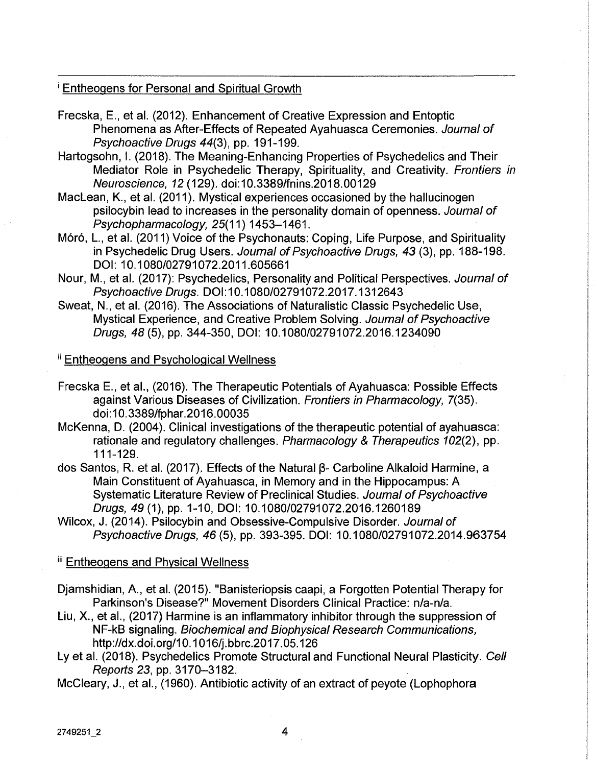[i] Entheogens for Personal and Spiritual Growth

Frecska, E., et al. (2012). Enhancement of Creative Expression and Entoptic Phenomena as After-Effects of Repeated Ayahuasca Ceremonies. *Journal of Psychoactive Drugs 44*(3), pp. 191-199.

Hartogsohn, I. (2018). The Meaning-Enhancing Properties of Psychedelics and Their Mediator Role in Psychedelic Therapy, Spirituality, and Creativity. *Frontiers in Neuroscience, 12* (129). doi:10.3389/fnins.2018.00129

MacLean, K., et al. (2011). Mystical experiences occasioned by the hallucinogen psilocybin lead to increases in the personality domain of openness. *Journal of Psychopharmacology, 25*(11) 1453–1461.

Móró, L., et al. (2011) Voice of the Psychonauts: Coping, Life Purpose, and Spirituality in Psychedelic Drug Users. *Journal of Psychoactive Drugs, 43* (3), pp. 188-198. DOI: 10.1080/02791072.2011.605661

Nour, M., et al. (2017): Psychedelics, Personality and Political Perspectives. *Journal of Psychoactive Drugs*. DOI:10.1080/02791072.2017.1312643

Sweat, N., et al. (2016). The Associations of Naturalistic Classic Psychedelic Use, Mystical Experience, and Creative Problem Solving. *Journal of Psychoactive Drugs, 48* (5), pp. 344-350, DOI: 10.1080/02791072.2016.1234090

[ii] Entheogens and Psychological Wellness

Frecska E., et al., (2016). The Therapeutic Potentials of Ayahuasca: Possible Effects against Various Diseases of Civilization. *Frontiers in Pharmacology, 7*(35). doi:10.3389/fphar.2016.00035

McKenna, D. (2004). Clinical investigations of the therapeutic potential of ayahuasca: rationale and regulatory challenges. *Pharmacology & Therapeutics 102*(2), pp. 111-129.

dos Santos, R. et al. (2017). Effects of the Natural β- Carboline Alkaloid Harmine, a Main Constituent of Ayahuasca, in Memory and in the Hippocampus: A Systematic Literature Review of Preclinical Studies. *Journal of Psychoactive Drugs, 49* (1), pp. 1-10, DOI: 10.1080/02791072.2016.1260189

Wilcox, J. (2014). Psilocybin and Obsessive-Compulsive Disorder. *Journal of Psychoactive Drugs, 46* (5), pp. 393-395. DOI: 10.1080/02791072.2014.963754

[iii] Entheogens and Physical Wellness

Djamshidian, A., et al. (2015). "Banisteriopsis caapi, a Forgotten Potential Therapy for Parkinson's Disease?" Movement Disorders Clinical Practice: n/a-n/a.

Liu, X., et al., (2017) Harmine is an inflammatory inhibitor through the suppression of NF-kB signaling. *Biochemical and Biophysical Research Communications,* http://dx.doi.org/10.1016/j.bbrc.2017.05.126

Ly et al. (2018). Psychedelics Promote Structural and Functional Neural Plasticity. *Cell Reports 23*, pp. 3170–3182.

McCleary, J., et al., (1960). Antibiotic activity of an extract of peyote (Lophophora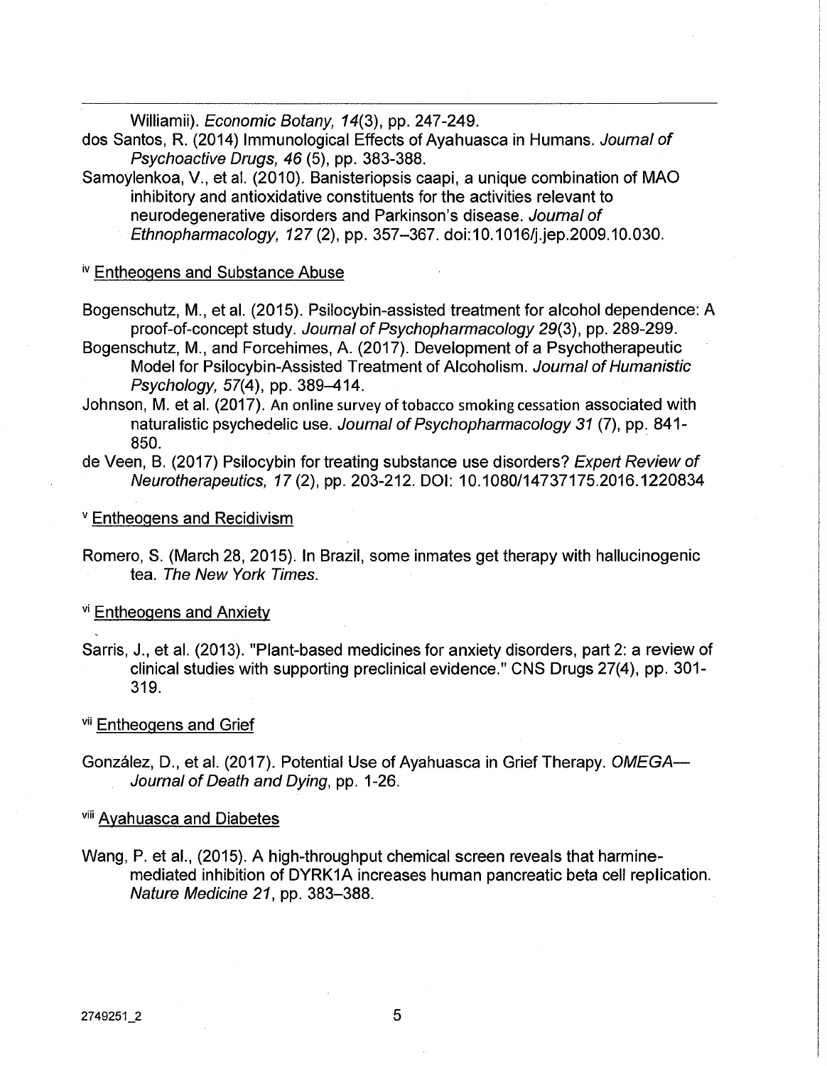Williamii). *Economic Botany, 14*(3), pp. 247-249.

dos Santos, R. (2014) Immunological Effects of Ayahuasca in Humans. *Journal of Psychoactive Drugs, 46* (5), pp. 383-388.

Samoylenkoa, V., et al. (2010). Banisteriopsis caapi, a unique combination of MAO inhibitory and antioxidative constituents for the activities relevant to neurodegenerative disorders and Parkinson's disease. *Journal of Ethnopharmacology, 127* (2), pp. 357–367. doi:10.1016/j.jep.2009.10.030.

[iv] Entheogens and Substance Abuse

Bogenschutz, M., et al. (2015). Psilocybin-assisted treatment for alcohol dependence: A proof-of-concept study. *Journal of Psychopharmacology 29*(3), pp. 289-299.

Bogenschutz, M., and Forcehimes, A. (2017). Development of a Psychotherapeutic Model for Psilocybin-Assisted Treatment of Alcoholism. *Journal of Humanistic Psychology, 57*(4), pp. 389–414.

Johnson, M. et al. (2017). An online survey of tobacco smoking cessation associated with naturalistic psychedelic use. *Journal of Psychopharmacology 31* (7), pp. 841-850.

de Veen, B. (2017) Psilocybin for treating substance use disorders? *Expert Review of Neurotherapeutics, 17* (2), pp. 203-212. DOI: 10.1080/14737175.2016.1220834

[v] Entheogens and Recidivism

Romero, S. (March 28, 2015). In Brazil, some inmates get therapy with hallucinogenic tea. *The New York Times*.

[vi] Entheogens and Anxiety

Sarris, J., et al. (2013). "Plant-based medicines for anxiety disorders, part 2: a review of clinical studies with supporting preclinical evidence." CNS Drugs 27(4), pp. 301-319.

[vii] Entheogens and Grief

González, D., et al. (2017). Potential Use of Ayahuasca in Grief Therapy. *OMEGA—Journal of Death and Dying*, pp. 1-26.

[viii] Ayahuasca and Diabetes

Wang, P. et al., (2015). A high-throughput chemical screen reveals that harmine-mediated inhibition of DYRK1A increases human pancreatic beta cell replication. *Nature Medicine 21*, pp. 383–388.

2749251_2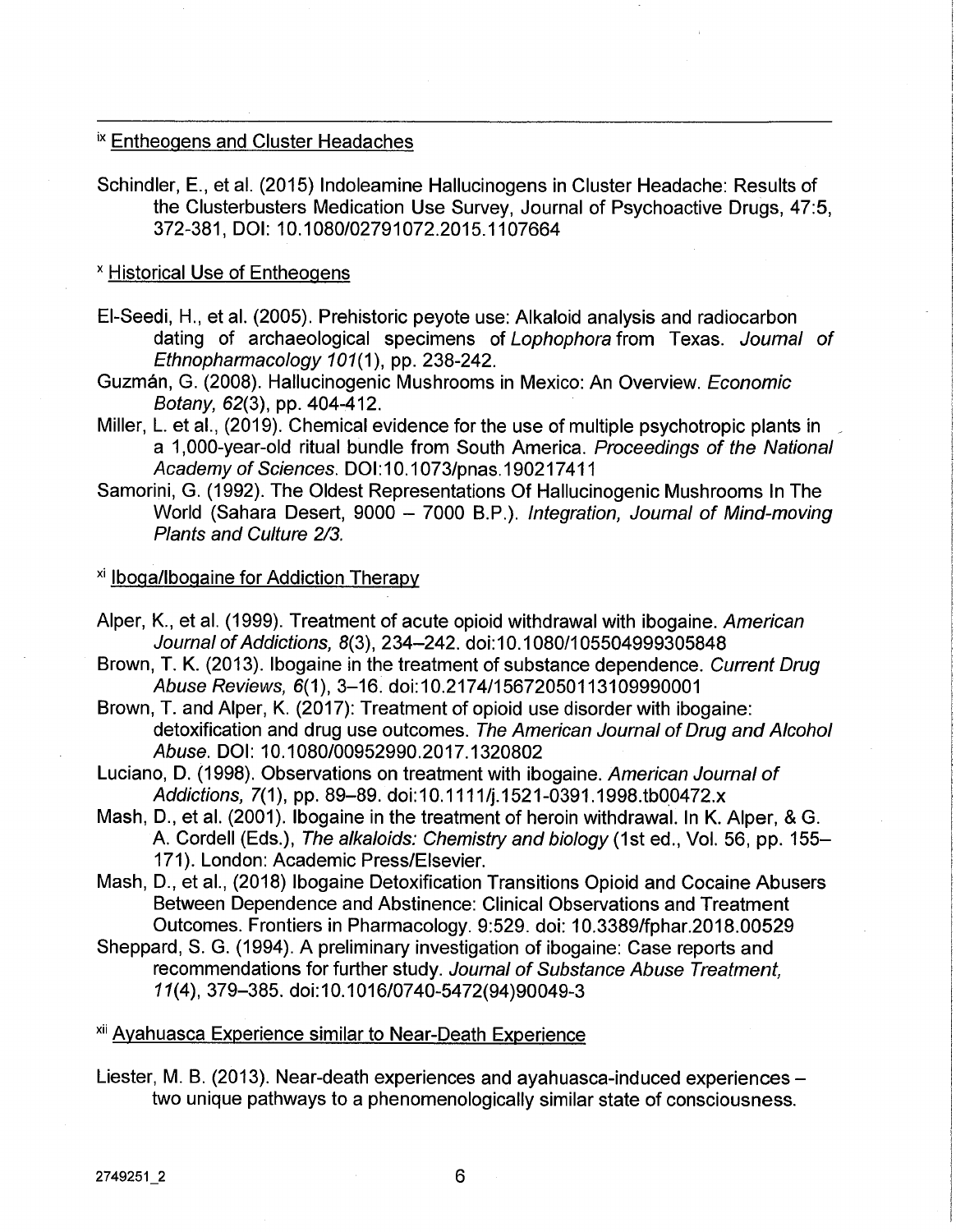[ix] Entheogens and Cluster Headaches

Schindler, E., et al. (2015) Indoleamine Hallucinogens in Cluster Headache: Results of the Clusterbusters Medication Use Survey, Journal of Psychoactive Drugs, 47:5, 372-381, DOI: 10.1080/02791072.2015.1107664

[x] Historical Use of Entheogens

El-Seedi, H., et al. (2005). Prehistoric peyote use: Alkaloid analysis and radiocarbon dating of archaeological specimens of *Lophophora* from Texas. *Journal of Ethnopharmacology 101*(1), pp. 238-242.

Guzmán, G. (2008). Hallucinogenic Mushrooms in Mexico: An Overview. *Economic Botany, 62*(3), pp. 404-412.

Miller, L. et al., (2019). Chemical evidence for the use of multiple psychotropic plants in a 1,000-year-old ritual bundle from South America. *Proceedings of the National Academy of Sciences.* DOI:10.1073/pnas.190217411

Samorini, G. (1992). The Oldest Representations Of Hallucinogenic Mushrooms In The World (Sahara Desert, 9000 – 7000 B.P.). *Integration, Journal of Mind-moving Plants and Culture 2/3.*

[xi] Iboga/Ibogaine for Addiction Therapy

Alper, K., et al. (1999). Treatment of acute opioid withdrawal with ibogaine. *American Journal of Addictions, 8*(3), 234–242. doi:10.1080/105504999305848

Brown, T. K. (2013). Ibogaine in the treatment of substance dependence. *Current Drug Abuse Reviews, 6*(1), 3–16. doi:10.2174/15672050113109990001

Brown, T. and Alper, K. (2017): Treatment of opioid use disorder with ibogaine: detoxification and drug use outcomes. *The American Journal of Drug and Alcohol Abuse.* DOI: 10.1080/00952990.2017.1320802

Luciano, D. (1998). Observations on treatment with ibogaine. *American Journal of Addictions, 7*(1), pp. 89–89. doi:10.1111/j.1521-0391.1998.tb00472.x

Mash, D., et al. (2001). Ibogaine in the treatment of heroin withdrawal. In K. Alper, & G. A. Cordell (Eds.), *The alkaloids: Chemistry and biology* (1st ed., Vol. 56, pp. 155–171). London: Academic Press/Elsevier.

Mash, D., et al., (2018) Ibogaine Detoxification Transitions Opioid and Cocaine Abusers Between Dependence and Abstinence: Clinical Observations and Treatment Outcomes. Frontiers in Pharmacology. 9:529. doi: 10.3389/fphar.2018.00529

Sheppard, S. G. (1994). A preliminary investigation of ibogaine: Case reports and recommendations for further study. *Journal of Substance Abuse Treatment, 11*(4), 379–385. doi:10.1016/0740-5472(94)90049-3

[xii] Ayahuasca Experience similar to Near-Death Experience

Liester, M. B. (2013). Near-death experiences and ayahuasca-induced experiences – two unique pathways to a phenomenologically similar state of consciousness.

2749251_2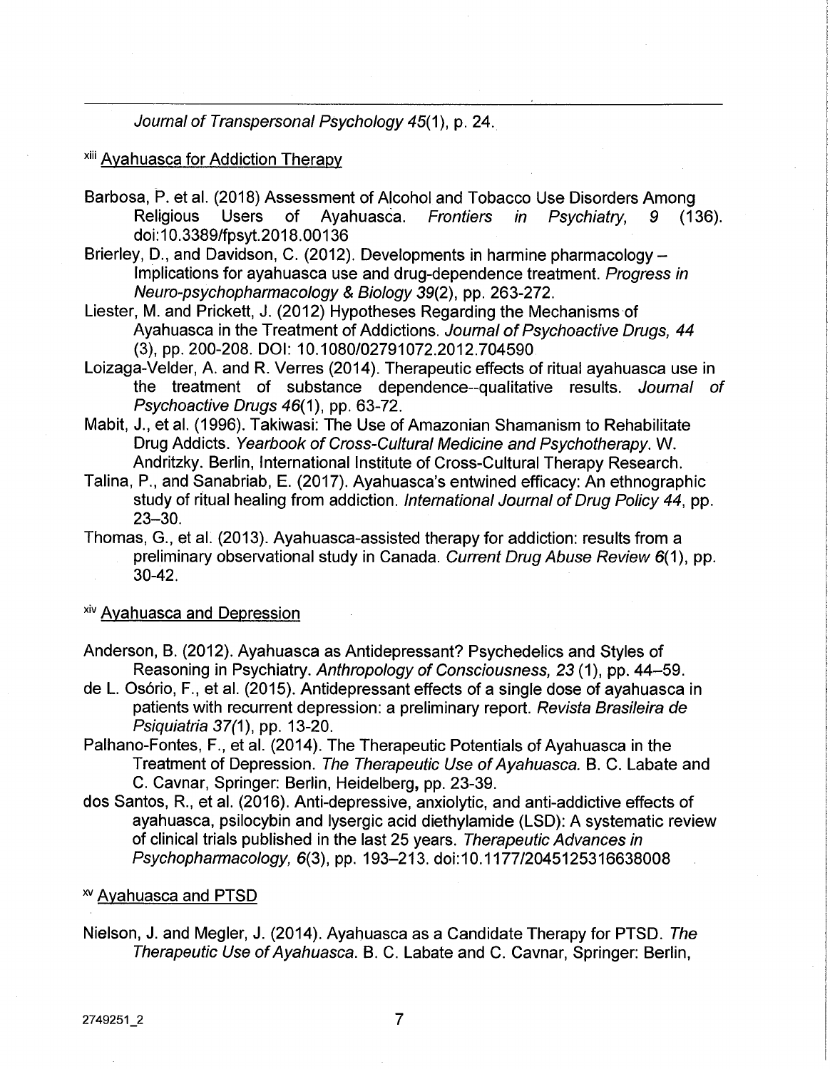Journal of Transpersonal Psychology 45(1), p. 24.

[xiii] Ayahuasca for Addiction Therapy

Barbosa, P. et al. (2018) Assessment of Alcohol and Tobacco Use Disorders Among Religious Users of Ayahuasca. *Frontiers in Psychiatry, 9* (136). doi:10.3389/fpsyt.2018.00136

Brierley, D., and Davidson, C. (2012). Developments in harmine pharmacology – Implications for ayahuasca use and drug-dependence treatment. *Progress in Neuro-psychopharmacology & Biology 39*(2), pp. 263-272.

Liester, M. and Prickett, J. (2012) Hypotheses Regarding the Mechanisms of Ayahuasca in the Treatment of Addictions. *Journal of Psychoactive Drugs, 44* (3), pp. 200-208. DOI: 10.1080/02791072.2012.704590

Loizaga-Velder, A. and R. Verres (2014). Therapeutic effects of ritual ayahuasca use in the treatment of substance dependence--qualitative results. *Journal of Psychoactive Drugs 46*(1), pp. 63-72.

Mabit, J., et al. (1996). Takiwasi: The Use of Amazonian Shamanism to Rehabilitate Drug Addicts. *Yearbook of Cross-Cultural Medicine and Psychotherapy*. W. Andritzky. Berlin, International Institute of Cross-Cultural Therapy Research.

Talina, P., and Sanabriab, E. (2017). Ayahuasca's entwined efficacy: An ethnographic study of ritual healing from addiction. *International Journal of Drug Policy 44*, pp. 23–30.

Thomas, G., et al. (2013). Ayahuasca-assisted therapy for addiction: results from a preliminary observational study in Canada. *Current Drug Abuse Review 6*(1), pp. 30-42.

[xiv] Ayahuasca and Depression

Anderson, B. (2012). Ayahuasca as Antidepressant? Psychedelics and Styles of Reasoning in Psychiatry. *Anthropology of Consciousness, 23* (1), pp. 44–59.

de L. Osório, F., et al. (2015). Antidepressant effects of a single dose of ayahuasca in patients with recurrent depression: a preliminary report. *Revista Brasileira de Psiquiatria 37(1)*, pp. 13-20.

Palhano-Fontes, F., et al. (2014). The Therapeutic Potentials of Ayahuasca in the Treatment of Depression. *The Therapeutic Use of Ayahuasca.* B. C. Labate and C. Cavnar, Springer: Berlin, Heidelberg, pp. 23-39.

dos Santos, R., et al. (2016). Anti-depressive, anxiolytic, and anti-addictive effects of ayahuasca, psilocybin and lysergic acid diethylamide (LSD): A systematic review of clinical trials published in the last 25 years. *Therapeutic Advances in Psychopharmacology, 6*(3), pp. 193–213. doi:10.1177/2045125316638008

[xv] Ayahuasca and PTSD

Nielson, J. and Megler, J. (2014). Ayahuasca as a Candidate Therapy for PTSD. *The Therapeutic Use of Ayahuasca*. B. C. Labate and C. Cavnar, Springer: Berlin,

2749251_2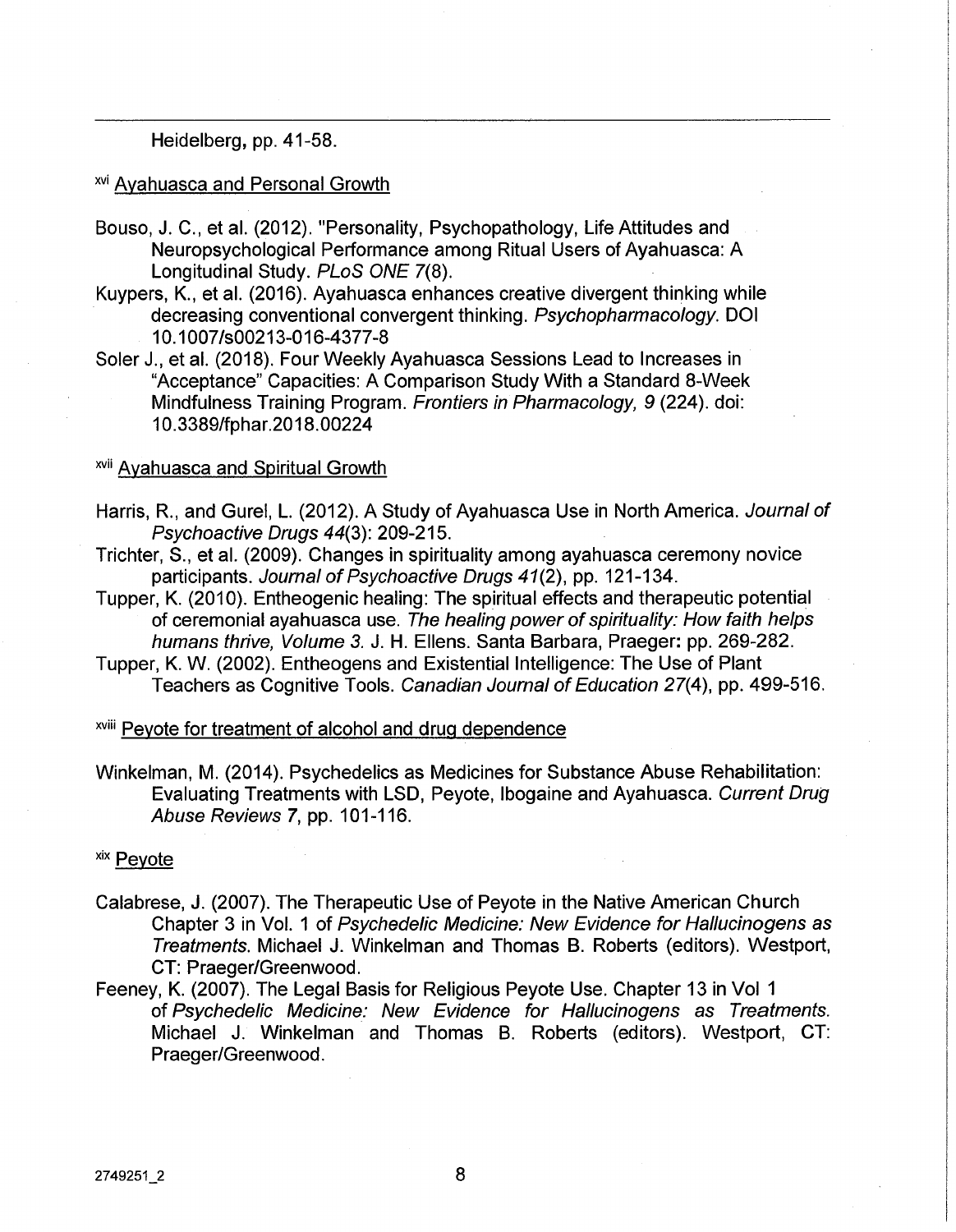Heidelberg, pp. 41-58.

[xvi] Ayahuasca and Personal Growth

Bouso, J. C., et al. (2012). "Personality, Psychopathology, Life Attitudes and Neuropsychological Performance among Ritual Users of Ayahuasca: A Longitudinal Study. *PLoS ONE 7*(8).

Kuypers, K., et al. (2016). Ayahuasca enhances creative divergent thinking while decreasing conventional convergent thinking. *Psychopharmacology.* DOI 10.1007/s00213-016-4377-8

Soler J., et al. (2018). Four Weekly Ayahuasca Sessions Lead to Increases in "Acceptance" Capacities: A Comparison Study With a Standard 8-Week Mindfulness Training Program. *Frontiers in Pharmacology, 9* (224). doi: 10.3389/fphar.2018.00224

[xvii] Ayahuasca and Spiritual Growth

Harris, R., and Gurel, L. (2012). A Study of Ayahuasca Use in North America. *Journal of Psychoactive Drugs 44*(3): 209-215.

Trichter, S., et al. (2009). Changes in spirituality among ayahuasca ceremony novice participants. *Journal of Psychoactive Drugs 41*(2), pp. 121-134.

Tupper, K. (2010). Entheogenic healing: The spiritual effects and therapeutic potential of ceremonial ayahuasca use. *The healing power of spirituality: How faith helps humans thrive, Volume 3.* J. H. Ellens. Santa Barbara, Praeger: pp. 269-282.

Tupper, K. W. (2002). Entheogens and Existential Intelligence: The Use of Plant Teachers as Cognitive Tools. *Canadian Journal of Education 27*(4), pp. 499-516.

[xviii] Peyote for treatment of alcohol and drug dependence

Winkelman, M. (2014). Psychedelics as Medicines for Substance Abuse Rehabilitation: Evaluating Treatments with LSD, Peyote, Ibogaine and Ayahuasca. *Current Drug Abuse Reviews* 7, pp. 101-116.

[xix] Peyote

Calabrese, J. (2007). The Therapeutic Use of Peyote in the Native American Church Chapter 3 in Vol. 1 of *Psychedelic Medicine: New Evidence for Hallucinogens as Treatments.* Michael J. Winkelman and Thomas B. Roberts (editors). Westport, CT: Praeger/Greenwood.

Feeney, K. (2007). The Legal Basis for Religious Peyote Use. Chapter 13 in Vol 1 of *Psychedelic Medicine: New Evidence for Hallucinogens as Treatments.* Michael J. Winkelman and Thomas B. Roberts (editors). Westport, CT: Praeger/Greenwood.

2749251_2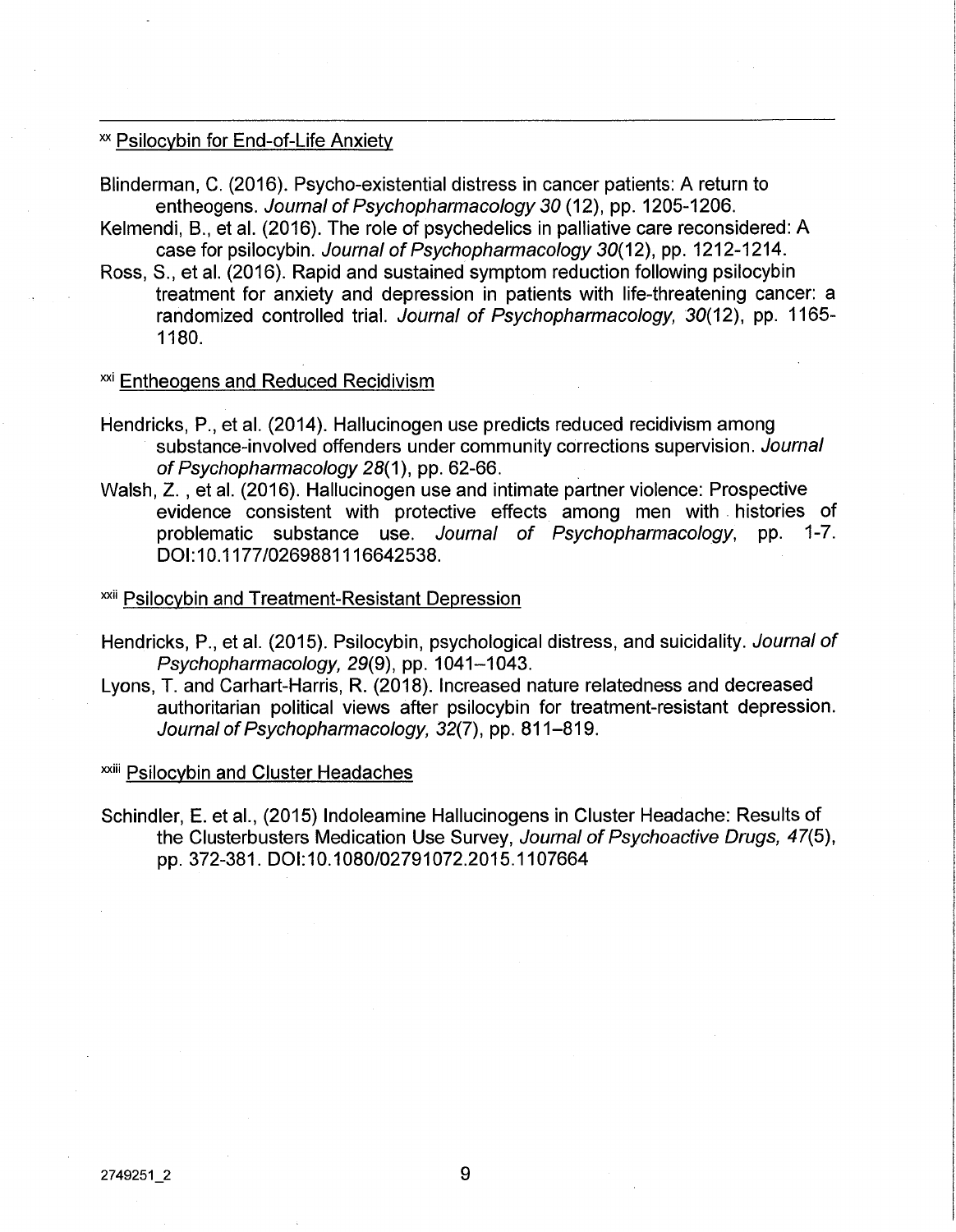[xx] Psilocybin for End-of-Life Anxiety

Blinderman, C. (2016). Psycho-existential distress in cancer patients: A return to entheogens. *Journal of Psychopharmacology 30* (12), pp. 1205-1206.

Kelmendi, B., et al. (2016). The role of psychedelics in palliative care reconsidered: A case for psilocybin. *Journal of Psychopharmacology 30*(12), pp. 1212-1214.

Ross, S., et al. (2016). Rapid and sustained symptom reduction following psilocybin treatment for anxiety and depression in patients with life-threatening cancer: a randomized controlled trial. *Journal of Psychopharmacology, 30*(12), pp. 1165-1180.

[xxi] Entheogens and Reduced Recidivism

Hendricks, P., et al. (2014). Hallucinogen use predicts reduced recidivism among substance-involved offenders under community corrections supervision. *Journal of Psychopharmacology 28*(1), pp. 62-66.

Walsh, Z. , et al. (2016). Hallucinogen use and intimate partner violence: Prospective evidence consistent with protective effects among men with histories of problematic substance use. *Journal of Psychopharmacology*, pp. 1-7. DOI:10.1177/0269881116642538.

[xxii] Psilocybin and Treatment-Resistant Depression

Hendricks, P., et al. (2015). Psilocybin, psychological distress, and suicidality. *Journal of Psychopharmacology, 29*(9), pp. 1041–1043.

Lyons, T. and Carhart-Harris, R. (2018). Increased nature relatedness and decreased authoritarian political views after psilocybin for treatment-resistant depression. *Journal of Psychopharmacology, 32*(7), pp. 811–819.

[xxiii] Psilocybin and Cluster Headaches

Schindler, E. et al., (2015) Indoleamine Hallucinogens in Cluster Headache: Results of the Clusterbusters Medication Use Survey, *Journal of Psychoactive Drugs, 47*(5), pp. 372-381. DOI:10.1080/02791072.2015.1107664

2749251_2